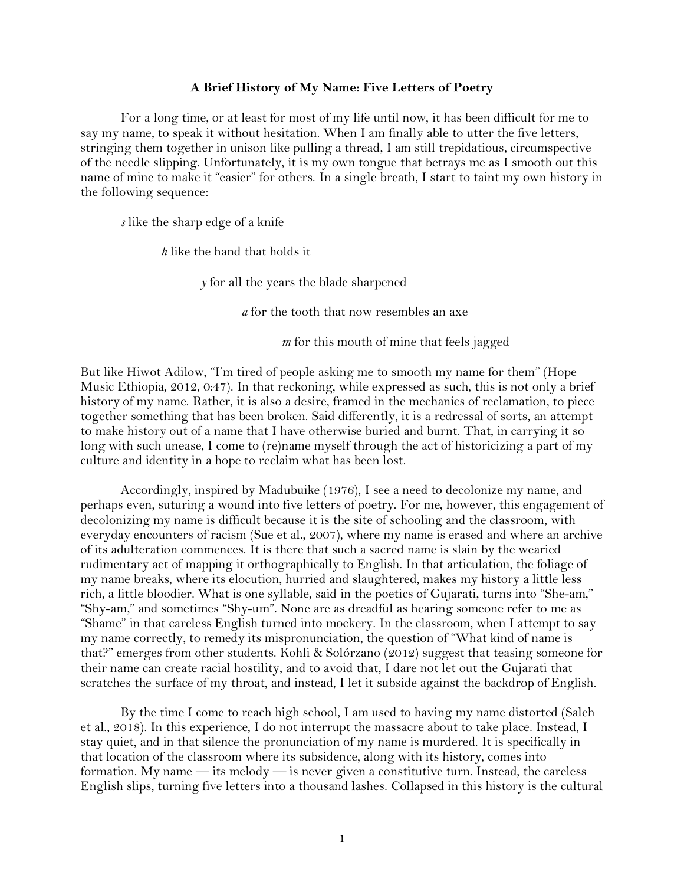**A Brief History of My Name: Five Letters of Poetry**

For a long time, or at least for most of my life until now, it has been difficult for me to say my name, to speak it without hesitation. When I am finally able to utter the five letters, stringing them together in unison like pulling a thread, I am still trepidatious, circumspective of the needle slipping. Unfortunately, it is my own tongue that betrays me as I smooth out this name of mine to make it "easier" for others. In a single breath, I start to taint my own history in the following sequence:

*s* like the sharp edge of a knife

*h* like the hand that holds it

*y* for all the years the blade sharpened

*a* for the tooth that now resembles an axe

*m* for this mouth of mine that feels jagged

But like Hiwot Adilow, "I'm tired of people asking me to smooth my name for them" (Hope Music Ethiopia, 2012, 0:47). In that reckoning, while expressed as such, this is not only a brief history of my name. Rather, it is also a desire, framed in the mechanics of reclamation, to piece together something that has been broken. Said differently, it is a redressal of sorts, an attempt to make history out of a name that I have otherwise buried and burnt. That, in carrying it so long with such unease, I come to (re)name myself through the act of historicizing a part of my culture and identity in a hope to reclaim what has been lost.

Accordingly, inspired by Madubuike (1976), I see a need to decolonize my name, and perhaps even, suturing a wound into five letters of poetry. For me, however, this engagement of decolonizing my name is difficult because it is the site of schooling and the classroom, with everyday encounters of racism (Sue et al., 2007), where my name is erased and where an archive of its adulteration commences. It is there that such a sacred name is slain by the wearied rudimentary act of mapping it orthographically to English. In that articulation, the foliage of my name breaks, where its elocution, hurried and slaughtered, makes my history a little less rich, a little bloodier. What is one syllable, said in the poetics of Gujarati, turns into "She-am," "Shy-am," and sometimes "Shy-um". None are as dreadful as hearing someone refer to me as "Shame" in that careless English turned into mockery. In the classroom, when I attempt to say my name correctly, to remedy its mispronunciation, the question of "What kind of name is that?" emerges from other students. Kohli & Solórzano (2012) suggest that teasing someone for their name can create racial hostility, and to avoid that, I dare not let out the Gujarati that scratches the surface of my throat, and instead, I let it subside against the backdrop of English.

By the time I come to reach high school, I am used to having my name distorted (Saleh et al., 2018). In this experience, I do not interrupt the massacre about to take place. Instead, I stay quiet, and in that silence the pronunciation of my name is murdered. It is specifically in that location of the classroom where its subsidence, along with its history, comes into formation. My name — its melody — is never given a constitutive turn. Instead, the careless English slips, turning five letters into a thousand lashes. Collapsed in this history is the cultural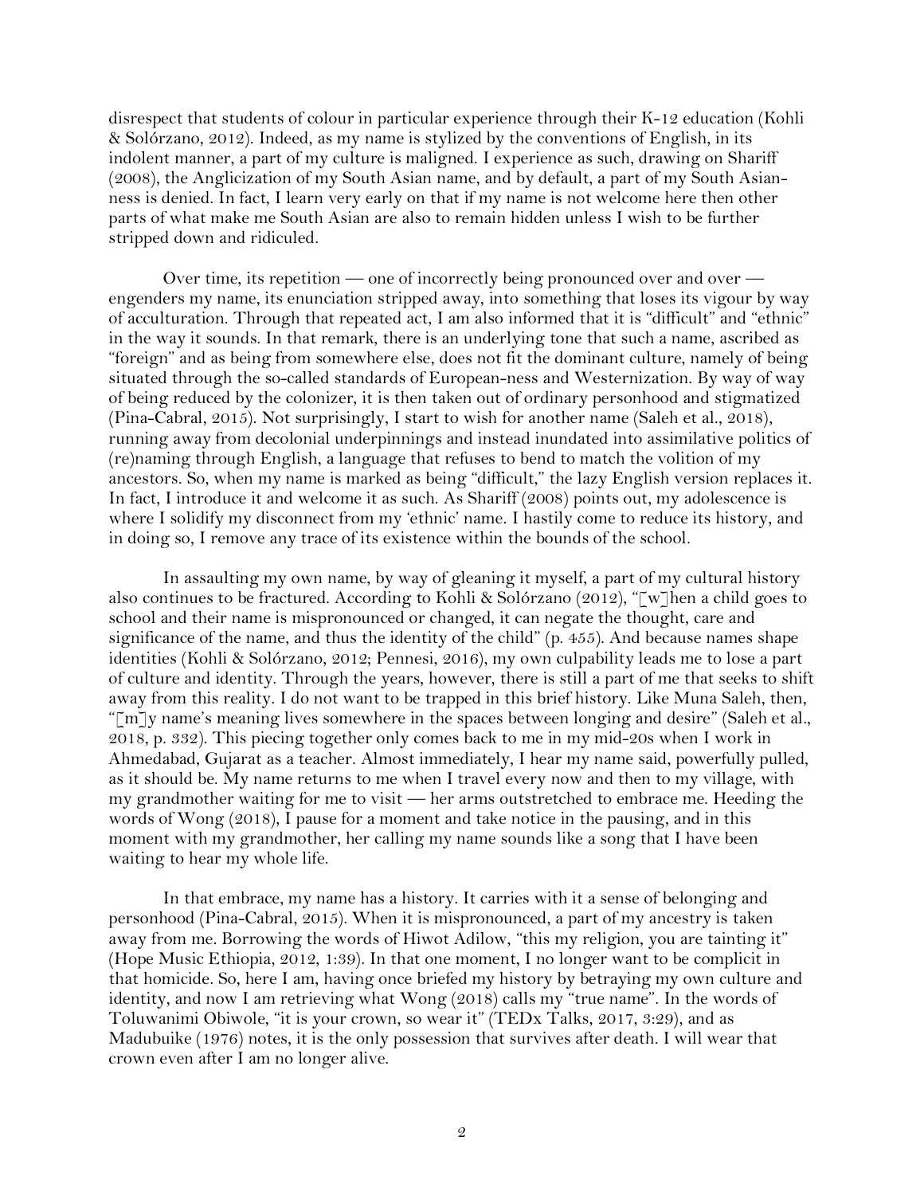disrespect that students of colour in particular experience through their K-12 education (Kohli & Solórzano, 2012). Indeed, as my name is stylized by the conventions of English, in its indolent manner, a part of my culture is maligned. I experience as such, drawing on Shariff (2008), the Anglicization of my South Asian name, and by default, a part of my South Asian-ness is denied. In fact, I learn very early on that if my name is not welcome here then other parts of what make me South Asian are also to remain hidden unless I wish to be further stripped down and ridiculed.

Over time, its repetition — one of incorrectly being pronounced over and over — engenders my name, its enunciation stripped away, into something that loses its vigour by way of acculturation. Through that repeated act, I am also informed that it is "difficult" and "ethnic" in the way it sounds. In that remark, there is an underlying tone that such a name, ascribed as "foreign" and as being from somewhere else, does not fit the dominant culture, namely of being situated through the so-called standards of European-ness and Westernization. By way of way of being reduced by the colonizer, it is then taken out of ordinary personhood and stigmatized (Pina-Cabral, 2015). Not surprisingly, I start to wish for another name (Saleh et al., 2018), running away from decolonial underpinnings and instead inundated into assimilative politics of (re)naming through English, a language that refuses to bend to match the volition of my ancestors. So, when my name is marked as being "difficult," the lazy English version replaces it. In fact, I introduce it and welcome it as such. As Shariff (2008) points out, my adolescence is where I solidify my disconnect from my 'ethnic' name. I hastily come to reduce its history, and in doing so, I remove any trace of its existence within the bounds of the school.

In assaulting my own name, by way of gleaning it myself, a part of my cultural history also continues to be fractured. According to Kohli & Solórzano (2012), "[w]hen a child goes to school and their name is mispronounced or changed, it can negate the thought, care and significance of the name, and thus the identity of the child" (p. 455). And because names shape identities (Kohli & Solórzano, 2012; Pennesi, 2016), my own culpability leads me to lose a part of culture and identity. Through the years, however, there is still a part of me that seeks to shift away from this reality. I do not want to be trapped in this brief history. Like Muna Saleh, then, "[m]y name's meaning lives somewhere in the spaces between longing and desire" (Saleh et al., 2018, p. 332). This piecing together only comes back to me in my mid-20s when I work in Ahmedabad, Gujarat as a teacher. Almost immediately, I hear my name said, powerfully pulled, as it should be. My name returns to me when I travel every now and then to my village, with my grandmother waiting for me to visit — her arms outstretched to embrace me. Heeding the words of Wong (2018), I pause for a moment and take notice in the pausing, and in this moment with my grandmother, her calling my name sounds like a song that I have been waiting to hear my whole life.

In that embrace, my name has a history. It carries with it a sense of belonging and personhood (Pina-Cabral, 2015). When it is mispronounced, a part of my ancestry is taken away from me. Borrowing the words of Hiwot Adilow, "this my religion, you are tainting it" (Hope Music Ethiopia, 2012, 1:39). In that one moment, I no longer want to be complicit in that homicide. So, here I am, having once briefed my history by betraying my own culture and identity, and now I am retrieving what Wong (2018) calls my "true name". In the words of Toluwanimi Obiwole, "it is your crown, so wear it" (TEDx Talks, 2017, 3:29), and as Madubuike (1976) notes, it is the only possession that survives after death. I will wear that crown even after I am no longer alive.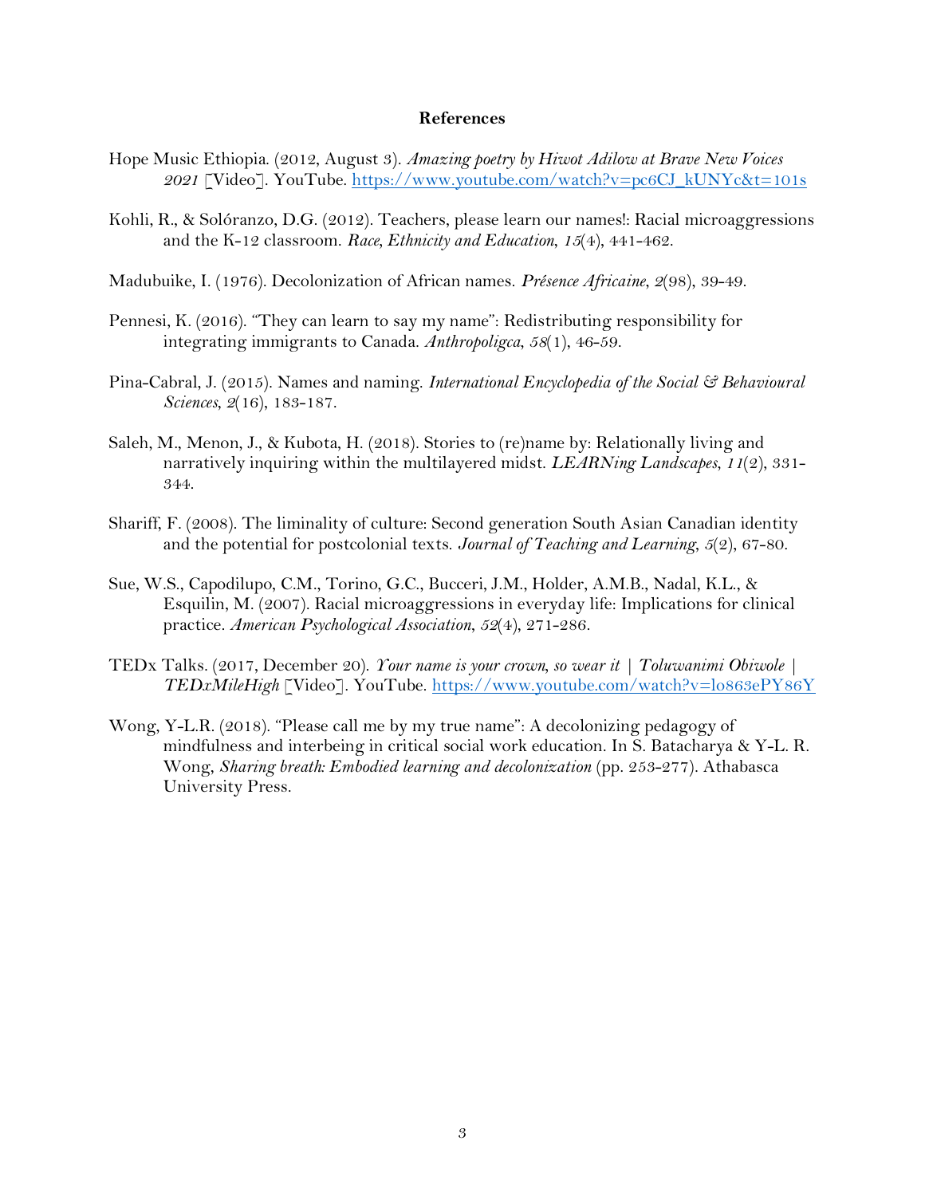# References

Hope Music Ethiopia. (2012, August 3). *Amazing poetry by Hiwot Adilow at Brave New Voices 2021* [Video]. YouTube. https://www.youtube.com/watch?v=pc6CJ_kUNYc&t=101s

Kohli, R., & Solóranzo, D.G. (2012). Teachers, please learn our names!: Racial microaggressions and the K-12 classroom. *Race, Ethnicity and Education*, *15*(4), 441-462.

Madubuike, I. (1976). Decolonization of African names. *Présence Africaine*, *2*(98), 39-49.

Pennesi, K. (2016). "They can learn to say my name": Redistributing responsibility for integrating immigrants to Canada. *Anthropoligca*, *58*(1), 46-59.

Pina-Cabral, J. (2015). Names and naming. *International Encyclopedia of the Social & Behavioural Sciences*, *2*(16), 183-187.

Saleh, M., Menon, J., & Kubota, H. (2018). Stories to (re)name by: Relationally living and narratively inquiring within the multilayered midst. *LEARNing Landscapes*, *11*(2), 331-344.

Shariff, F. (2008). The liminality of culture: Second generation South Asian Canadian identity and the potential for postcolonial texts. *Journal of Teaching and Learning*, *5*(2), 67-80.

Sue, W.S., Capodilupo, C.M., Torino, G.C., Bucceri, J.M., Holder, A.M.B., Nadal, K.L., & Esquilin, M. (2007). Racial microaggressions in everyday life: Implications for clinical practice. *American Psychological Association*, *52*(4), 271-286.

TEDx Talks. (2017, December 20). *Your name is your crown, so wear it | Toluwanimi Obiwole | TEDxMileHigh* [Video]. YouTube. https://www.youtube.com/watch?v=lo863ePY86Y

Wong, Y-L.R. (2018). "Please call me by my true name": A decolonizing pedagogy of mindfulness and interbeing in critical social work education. In S. Batacharya & Y-L. R. Wong, *Sharing breath: Embodied learning and decolonization* (pp. 253-277). Athabasca University Press.